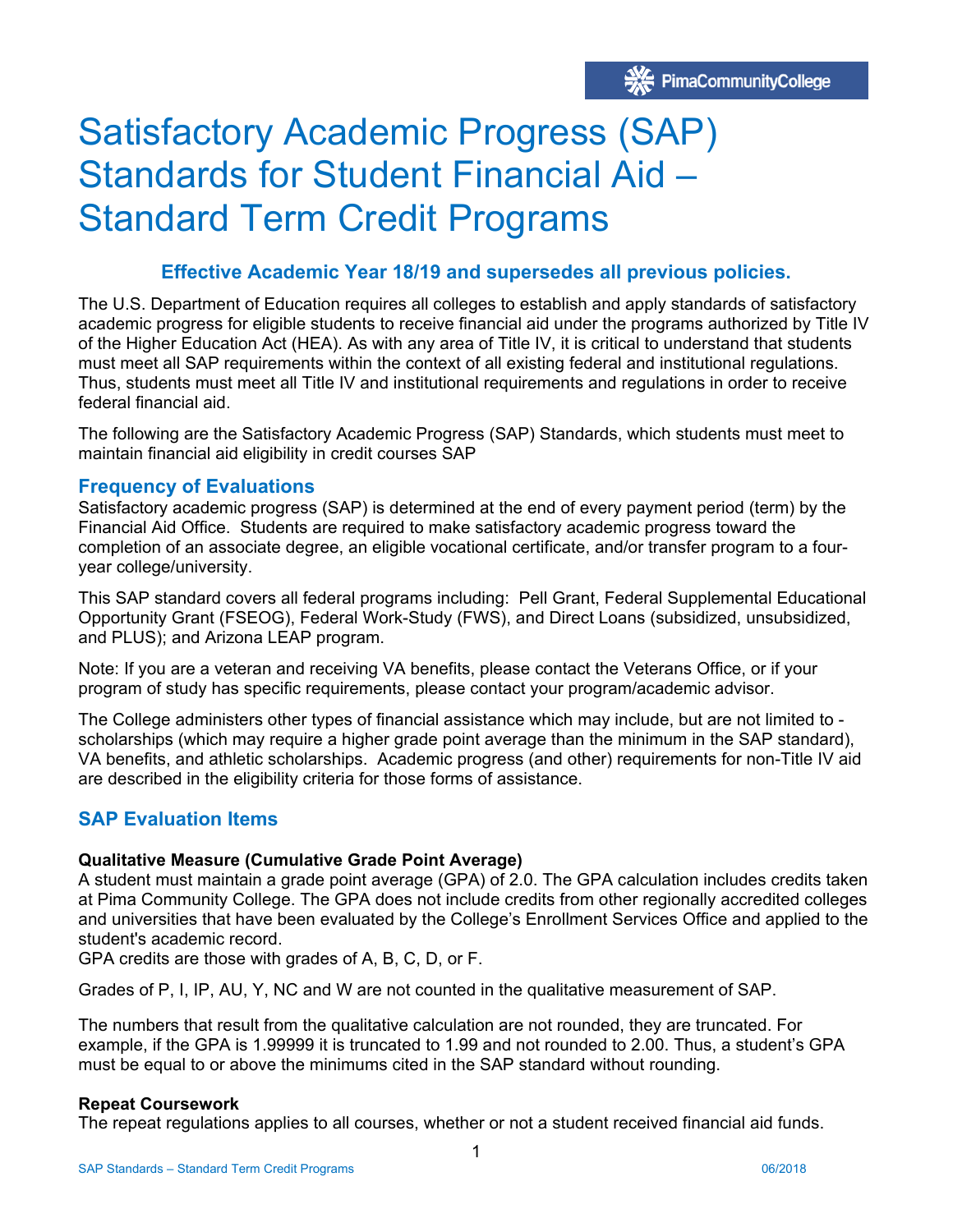# Satisfactory Academic Progress (SAP) Standards for Student Financial Aid – Standard Term Credit Programs

**Effective Academic Year 18/19 and supersedes all previous policies.**

The U.S. Department of Education requires all colleges to establish and apply standards of satisfactory academic progress for eligible students to receive financial aid under the programs authorized by Title IV of the Higher Education Act (HEA). As with any area of Title IV, it is critical to understand that students must meet all SAP requirements within the context of all existing federal and institutional regulations. Thus, students must meet all Title IV and institutional requirements and regulations in order to receive federal financial aid.

The following are the Satisfactory Academic Progress (SAP) Standards, which students must meet to maintain financial aid eligibility in credit courses SAP

## Frequency of Evaluations

Satisfactory academic progress (SAP) is determined at the end of every payment period (term) by the Financial Aid Office. Students are required to make satisfactory academic progress toward the completion of an associate degree, an eligible vocational certificate, and/or transfer program to a four-year college/university.

This SAP standard covers all federal programs including: Pell Grant, Federal Supplemental Educational Opportunity Grant (FSEOG), Federal Work-Study (FWS), and Direct Loans (subsidized, unsubsidized, and PLUS); and Arizona LEAP program.

Note: If you are a veteran and receiving VA benefits, please contact the Veterans Office, or if your program of study has specific requirements, please contact your program/academic advisor.

The College administers other types of financial assistance which may include, but are not limited to - scholarships (which may require a higher grade point average than the minimum in the SAP standard), VA benefits, and athletic scholarships. Academic progress (and other) requirements for non-Title IV aid are described in the eligibility criteria for those forms of assistance.

## SAP Evaluation Items

**Qualitative Measure (Cumulative Grade Point Average)**

A student must maintain a grade point average (GPA) of 2.0. The GPA calculation includes credits taken at Pima Community College. The GPA does not include credits from other regionally accredited colleges and universities that have been evaluated by the College's Enrollment Services Office and applied to the student's academic record.

GPA credits are those with grades of A, B, C, D, or F.

Grades of P, I, IP, AU, Y, NC and W are not counted in the qualitative measurement of SAP.

The numbers that result from the qualitative calculation are not rounded, they are truncated. For example, if the GPA is 1.99999 it is truncated to 1.99 and not rounded to 2.00. Thus, a student's GPA must be equal to or above the minimums cited in the SAP standard without rounding.

**Repeat Coursework**

The repeat regulations applies to all courses, whether or not a student received financial aid funds.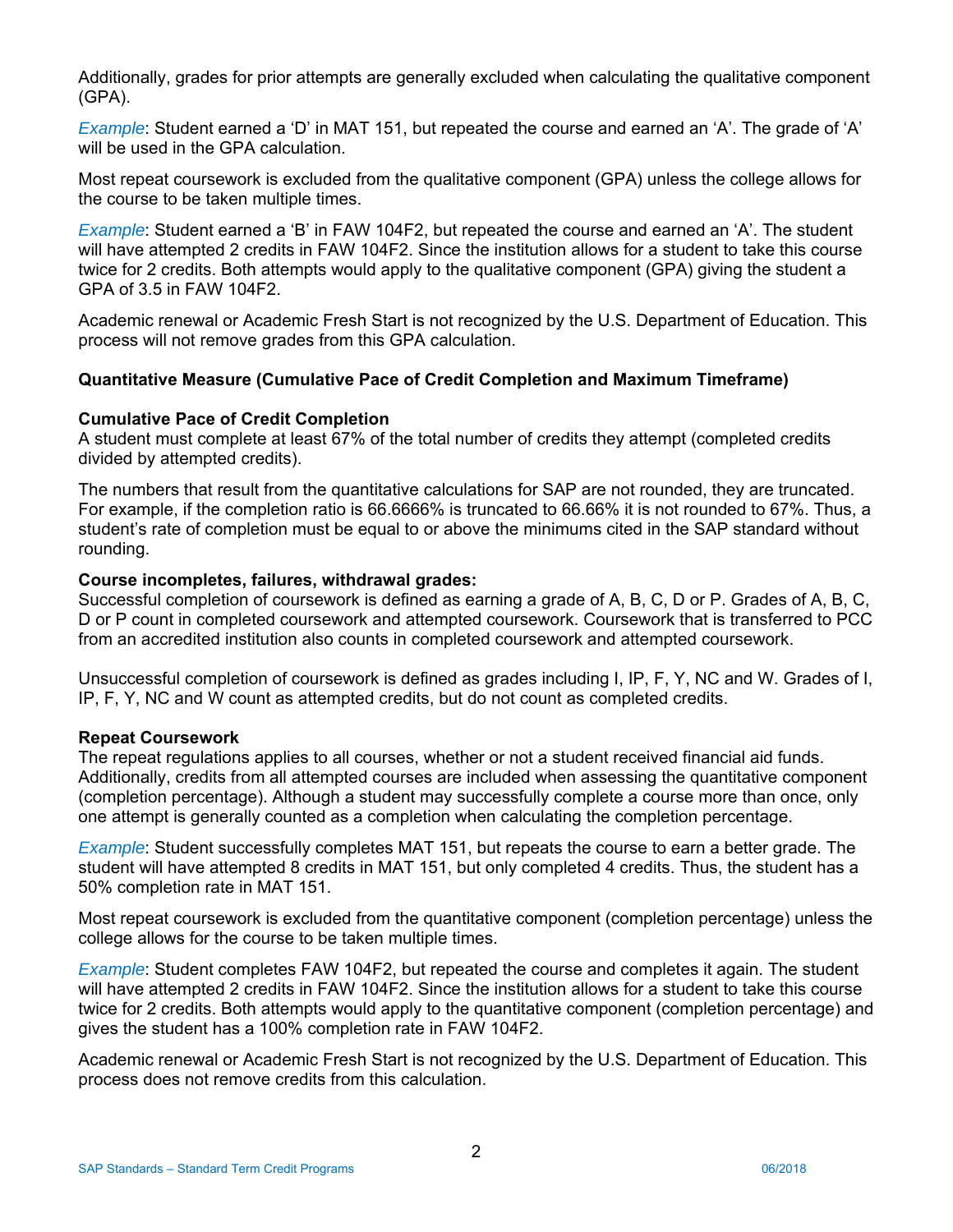Additionally, grades for prior attempts are generally excluded when calculating the qualitative component (GPA).

*Example*: Student earned a 'D' in MAT 151, but repeated the course and earned an 'A'. The grade of 'A' will be used in the GPA calculation.

Most repeat coursework is excluded from the qualitative component (GPA) unless the college allows for the course to be taken multiple times.

*Example*: Student earned a 'B' in FAW 104F2, but repeated the course and earned an 'A'. The student will have attempted 2 credits in FAW 104F2. Since the institution allows for a student to take this course twice for 2 credits. Both attempts would apply to the qualitative component (GPA) giving the student a GPA of 3.5 in FAW 104F2.

Academic renewal or Academic Fresh Start is not recognized by the U.S. Department of Education. This process will not remove grades from this GPA calculation.

**Quantitative Measure (Cumulative Pace of Credit Completion and Maximum Timeframe)**

**Cumulative Pace of Credit Completion**
A student must complete at least 67% of the total number of credits they attempt (completed credits divided by attempted credits).

The numbers that result from the quantitative calculations for SAP are not rounded, they are truncated. For example, if the completion ratio is 66.6666% is truncated to 66.66% it is not rounded to 67%. Thus, a student's rate of completion must be equal to or above the minimums cited in the SAP standard without rounding.

**Course incompletes, failures, withdrawal grades:**
Successful completion of coursework is defined as earning a grade of A, B, C, D or P. Grades of A, B, C, D or P count in completed coursework and attempted coursework. Coursework that is transferred to PCC from an accredited institution also counts in completed coursework and attempted coursework.

Unsuccessful completion of coursework is defined as grades including I, IP, F, Y, NC and W. Grades of I, IP, F, Y, NC and W count as attempted credits, but do not count as completed credits.

**Repeat Coursework**
The repeat regulations applies to all courses, whether or not a student received financial aid funds. Additionally, credits from all attempted courses are included when assessing the quantitative component (completion percentage). Although a student may successfully complete a course more than once, only one attempt is generally counted as a completion when calculating the completion percentage.

*Example*: Student successfully completes MAT 151, but repeats the course to earn a better grade. The student will have attempted 8 credits in MAT 151, but only completed 4 credits. Thus, the student has a 50% completion rate in MAT 151.

Most repeat coursework is excluded from the quantitative component (completion percentage) unless the college allows for the course to be taken multiple times.

*Example*: Student completes FAW 104F2, but repeated the course and completes it again. The student will have attempted 2 credits in FAW 104F2. Since the institution allows for a student to take this course twice for 2 credits. Both attempts would apply to the quantitative component (completion percentage) and gives the student has a 100% completion rate in FAW 104F2.

Academic renewal or Academic Fresh Start is not recognized by the U.S. Department of Education. This process does not remove credits from this calculation.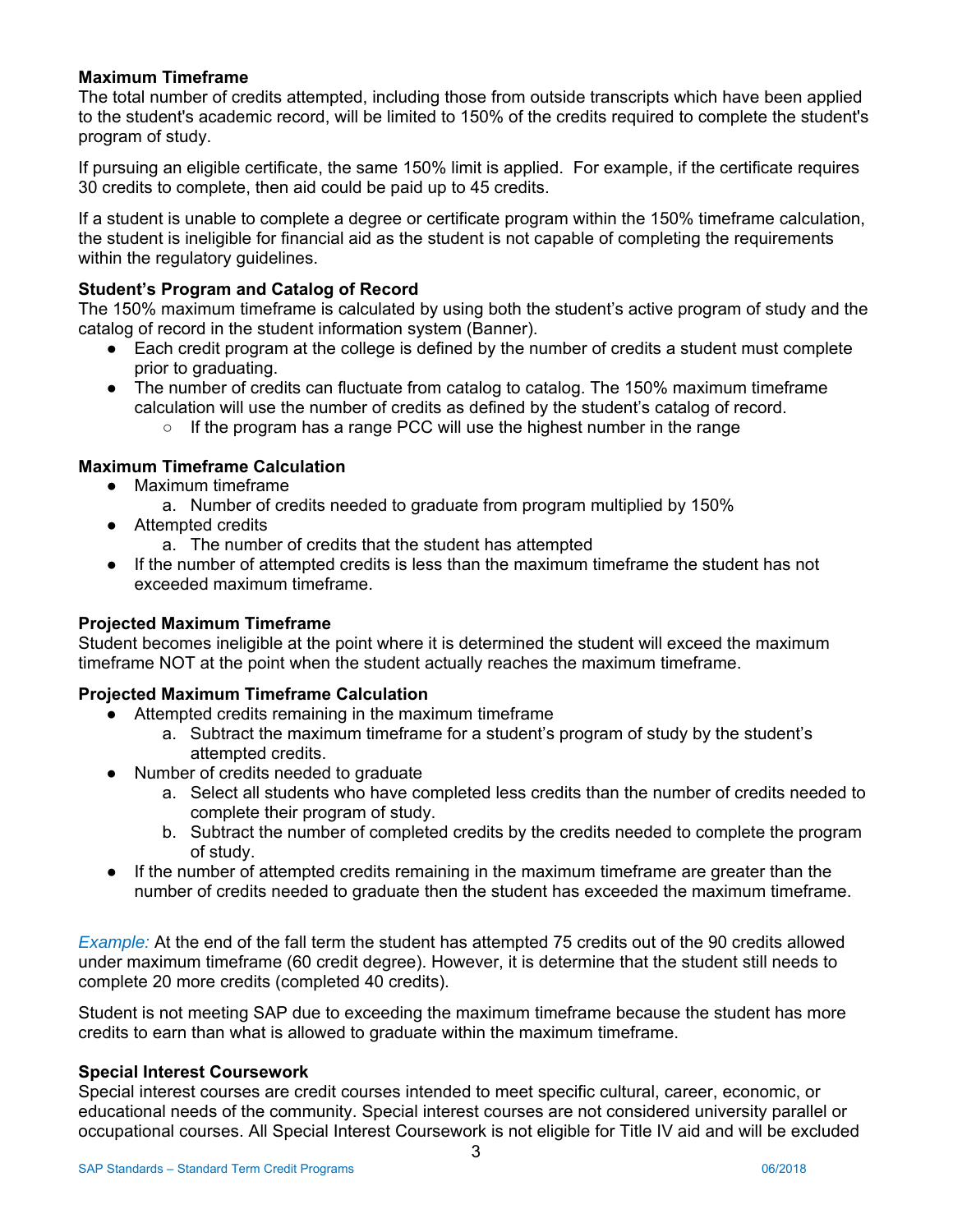**Maximum Timeframe**

The total number of credits attempted, including those from outside transcripts which have been applied to the student's academic record, will be limited to 150% of the credits required to complete the student's program of study.

If pursuing an eligible certificate, the same 150% limit is applied. For example, if the certificate requires 30 credits to complete, then aid could be paid up to 45 credits.

If a student is unable to complete a degree or certificate program within the 150% timeframe calculation, the student is ineligible for financial aid as the student is not capable of completing the requirements within the regulatory guidelines.

**Student's Program and Catalog of Record**

The 150% maximum timeframe is calculated by using both the student's active program of study and the catalog of record in the student information system (Banner).

- Each credit program at the college is defined by the number of credits a student must complete prior to graduating.
- The number of credits can fluctuate from catalog to catalog. The 150% maximum timeframe calculation will use the number of credits as defined by the student's catalog of record.
    - If the program has a range PCC will use the highest number in the range

**Maximum Timeframe Calculation**

- Maximum timeframe
    a. Number of credits needed to graduate from program multiplied by 150%
- Attempted credits
    a. The number of credits that the student has attempted
- If the number of attempted credits is less than the maximum timeframe the student has not exceeded maximum timeframe.

**Projected Maximum Timeframe**

Student becomes ineligible at the point where it is determined the student will exceed the maximum timeframe NOT at the point when the student actually reaches the maximum timeframe.

**Projected Maximum Timeframe Calculation**

- Attempted credits remaining in the maximum timeframe
    a. Subtract the maximum timeframe for a student's program of study by the student's attempted credits.
- Number of credits needed to graduate
    a. Select all students who have completed less credits than the number of credits needed to complete their program of study.
    b. Subtract the number of completed credits by the credits needed to complete the program of study.
- If the number of attempted credits remaining in the maximum timeframe are greater than the number of credits needed to graduate then the student has exceeded the maximum timeframe.

*Example:* At the end of the fall term the student has attempted 75 credits out of the 90 credits allowed under maximum timeframe (60 credit degree). However, it is determine that the student still needs to complete 20 more credits (completed 40 credits).

Student is not meeting SAP due to exceeding the maximum timeframe because the student has more credits to earn than what is allowed to graduate within the maximum timeframe.

**Special Interest Coursework**

Special interest courses are credit courses intended to meet specific cultural, career, economic, or educational needs of the community. Special interest courses are not considered university parallel or occupational courses. All Special Interest Coursework is not eligible for Title IV aid and will be excluded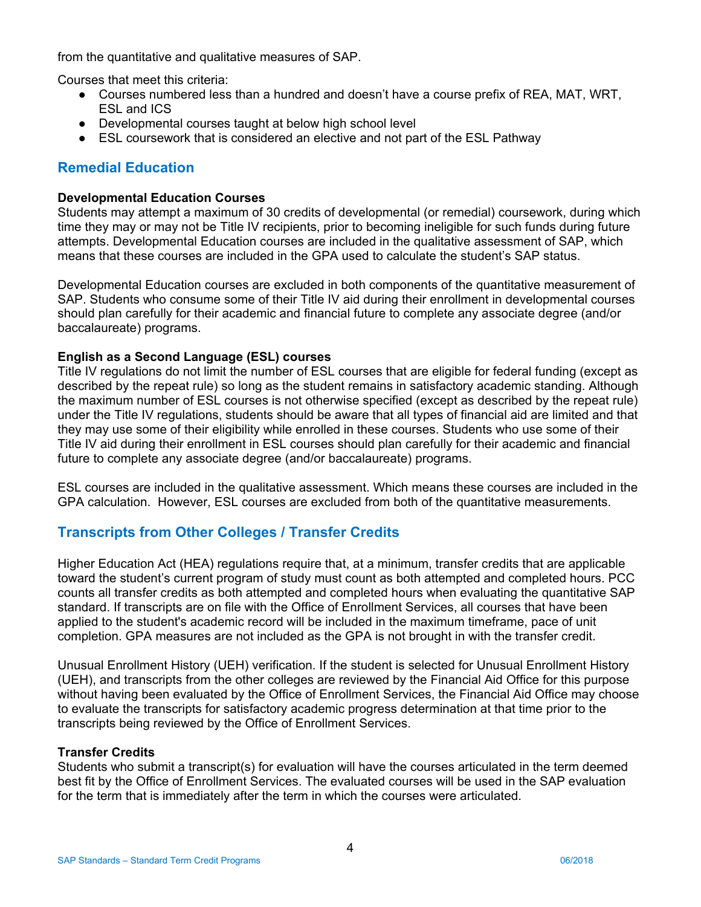from the quantitative and qualitative measures of SAP.

Courses that meet this criteria:

- Courses numbered less than a hundred and doesn't have a course prefix of REA, MAT, WRT, ESL and ICS
- Developmental courses taught at below high school level
- ESL coursework that is considered an elective and not part of the ESL Pathway

## Remedial Education

**Developmental Education Courses**
Students may attempt a maximum of 30 credits of developmental (or remedial) coursework, during which time they may or may not be Title IV recipients, prior to becoming ineligible for such funds during future attempts. Developmental Education courses are included in the qualitative assessment of SAP, which means that these courses are included in the GPA used to calculate the student's SAP status.

Developmental Education courses are excluded in both components of the quantitative measurement of SAP. Students who consume some of their Title IV aid during their enrollment in developmental courses should plan carefully for their academic and financial future to complete any associate degree (and/or baccalaureate) programs.

**English as a Second Language (ESL) courses**
Title IV regulations do not limit the number of ESL courses that are eligible for federal funding (except as described by the repeat rule) so long as the student remains in satisfactory academic standing. Although the maximum number of ESL courses is not otherwise specified (except as described by the repeat rule) under the Title IV regulations, students should be aware that all types of financial aid are limited and that they may use some of their eligibility while enrolled in these courses. Students who use some of their Title IV aid during their enrollment in ESL courses should plan carefully for their academic and financial future to complete any associate degree (and/or baccalaureate) programs.

ESL courses are included in the qualitative assessment. Which means these courses are included in the GPA calculation. However, ESL courses are excluded from both of the quantitative measurements.

## Transcripts from Other Colleges / Transfer Credits

Higher Education Act (HEA) regulations require that, at a minimum, transfer credits that are applicable toward the student's current program of study must count as both attempted and completed hours. PCC counts all transfer credits as both attempted and completed hours when evaluating the quantitative SAP standard. If transcripts are on file with the Office of Enrollment Services, all courses that have been applied to the student's academic record will be included in the maximum timeframe, pace of unit completion. GPA measures are not included as the GPA is not brought in with the transfer credit.

Unusual Enrollment History (UEH) verification. If the student is selected for Unusual Enrollment History (UEH), and transcripts from the other colleges are reviewed by the Financial Aid Office for this purpose without having been evaluated by the Office of Enrollment Services, the Financial Aid Office may choose to evaluate the transcripts for satisfactory academic progress determination at that time prior to the transcripts being reviewed by the Office of Enrollment Services.

**Transfer Credits**
Students who submit a transcript(s) for evaluation will have the courses articulated in the term deemed best fit by the Office of Enrollment Services. The evaluated courses will be used in the SAP evaluation for the term that is immediately after the term in which the courses were articulated.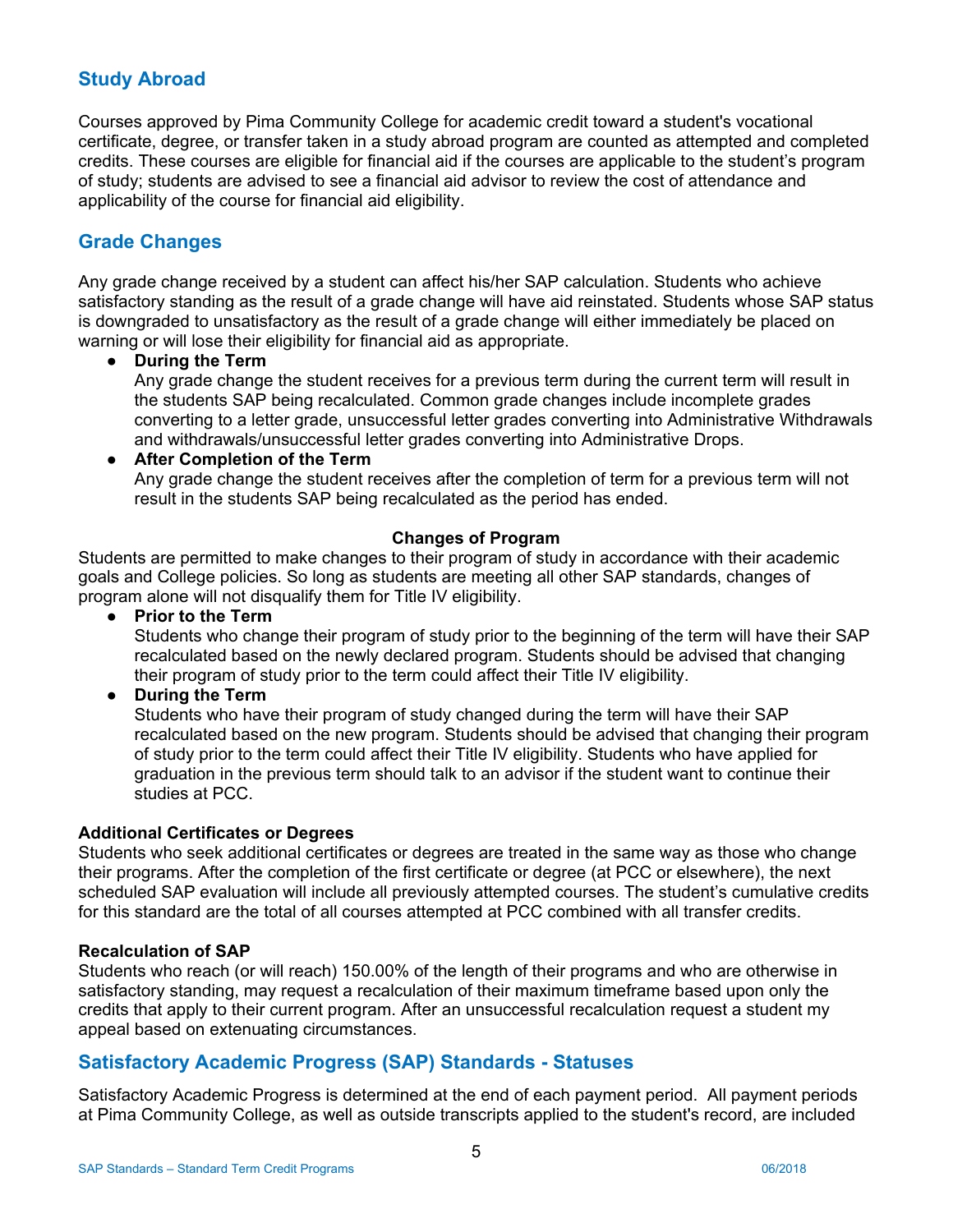## Study Abroad

Courses approved by Pima Community College for academic credit toward a student's vocational certificate, degree, or transfer taken in a study abroad program are counted as attempted and completed credits. These courses are eligible for financial aid if the courses are applicable to the student's program of study; students are advised to see a financial aid advisor to review the cost of attendance and applicability of the course for financial aid eligibility.

## Grade Changes

Any grade change received by a student can affect his/her SAP calculation. Students who achieve satisfactory standing as the result of a grade change will have aid reinstated. Students whose SAP status is downgraded to unsatisfactory as the result of a grade change will either immediately be placed on warning or will lose their eligibility for financial aid as appropriate.

- **During the Term**
  Any grade change the student receives for a previous term during the current term will result in the students SAP being recalculated. Common grade changes include incomplete grades converting to a letter grade, unsuccessful letter grades converting into Administrative Withdrawals and withdrawals/unsuccessful letter grades converting into Administrative Drops.
- **After Completion of the Term**
  Any grade change the student receives after the completion of term for a previous term will not result in the students SAP being recalculated as the period has ended.

**Changes of Program**

Students are permitted to make changes to their program of study in accordance with their academic goals and College policies. So long as students are meeting all other SAP standards, changes of program alone will not disqualify them for Title IV eligibility.

- **Prior to the Term**
  Students who change their program of study prior to the beginning of the term will have their SAP recalculated based on the newly declared program. Students should be advised that changing their program of study prior to the term could affect their Title IV eligibility.
- **During the Term**
  Students who have their program of study changed during the term will have their SAP recalculated based on the new program. Students should be advised that changing their program of study prior to the term could affect their Title IV eligibility. Students who have applied for graduation in the previous term should talk to an advisor if the student want to continue their studies at PCC.

**Additional Certificates or Degrees**

Students who seek additional certificates or degrees are treated in the same way as those who change their programs. After the completion of the first certificate or degree (at PCC or elsewhere), the next scheduled SAP evaluation will include all previously attempted courses. The student's cumulative credits for this standard are the total of all courses attempted at PCC combined with all transfer credits.

**Recalculation of SAP**

Students who reach (or will reach) 150.00% of the length of their programs and who are otherwise in satisfactory standing, may request a recalculation of their maximum timeframe based upon only the credits that apply to their current program. After an unsuccessful recalculation request a student my appeal based on extenuating circumstances.

## Satisfactory Academic Progress (SAP) Standards - Statuses

Satisfactory Academic Progress is determined at the end of each payment period. All payment periods at Pima Community College, as well as outside transcripts applied to the student's record, are included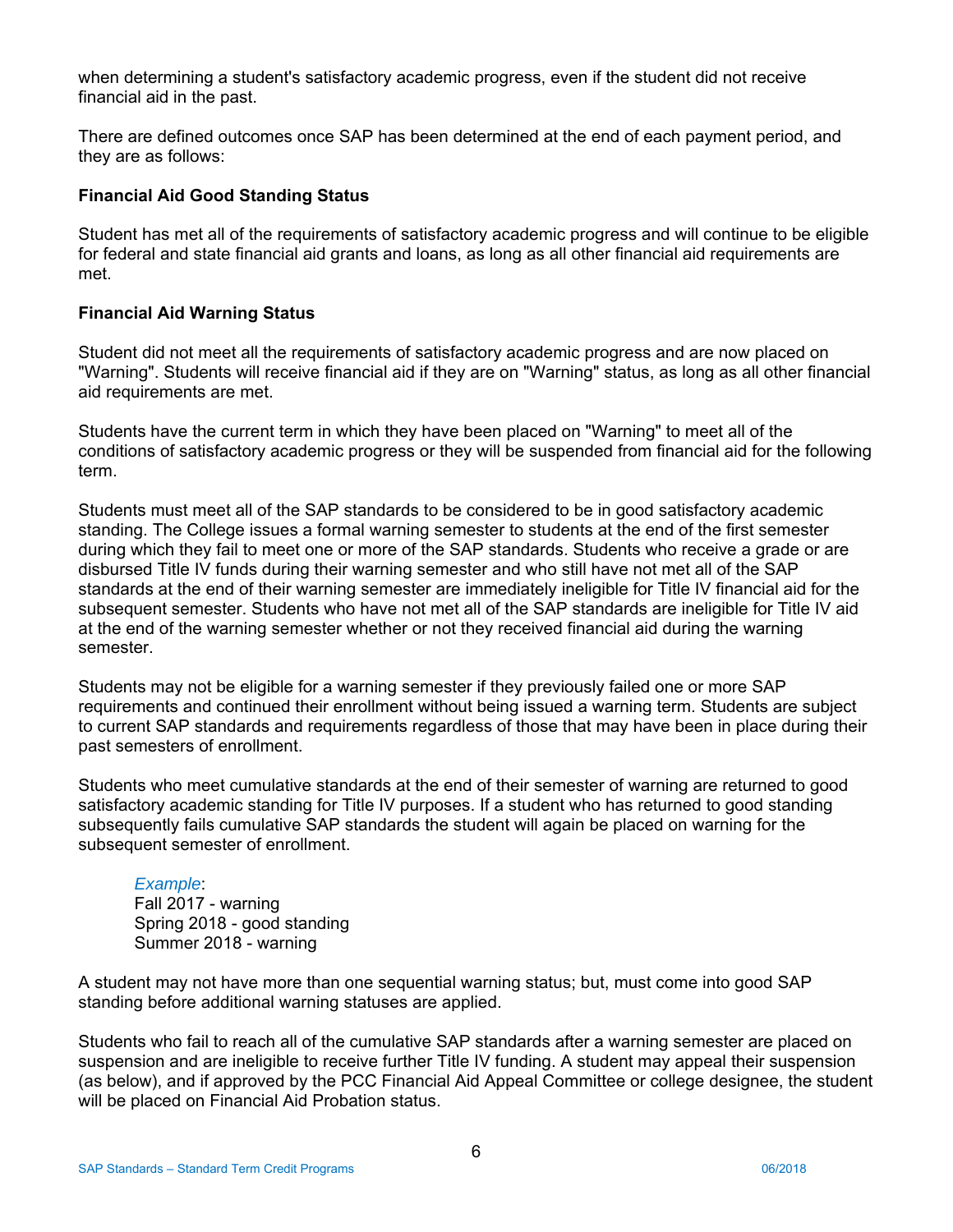when determining a student's satisfactory academic progress, even if the student did not receive financial aid in the past.

There are defined outcomes once SAP has been determined at the end of each payment period, and they are as follows:

**Financial Aid Good Standing Status**

Student has met all of the requirements of satisfactory academic progress and will continue to be eligible for federal and state financial aid grants and loans, as long as all other financial aid requirements are met.

**Financial Aid Warning Status**

Student did not meet all the requirements of satisfactory academic progress and are now placed on "Warning". Students will receive financial aid if they are on "Warning" status, as long as all other financial aid requirements are met.

Students have the current term in which they have been placed on "Warning" to meet all of the conditions of satisfactory academic progress or they will be suspended from financial aid for the following term.

Students must meet all of the SAP standards to be considered to be in good satisfactory academic standing. The College issues a formal warning semester to students at the end of the first semester during which they fail to meet one or more of the SAP standards. Students who receive a grade or are disbursed Title IV funds during their warning semester and who still have not met all of the SAP standards at the end of their warning semester are immediately ineligible for Title IV financial aid for the subsequent semester. Students who have not met all of the SAP standards are ineligible for Title IV aid at the end of the warning semester whether or not they received financial aid during the warning semester.

Students may not be eligible for a warning semester if they previously failed one or more SAP requirements and continued their enrollment without being issued a warning term. Students are subject to current SAP standards and requirements regardless of those that may have been in place during their past semesters of enrollment.

Students who meet cumulative standards at the end of their semester of warning are returned to good satisfactory academic standing for Title IV purposes. If a student who has returned to good standing subsequently fails cumulative SAP standards the student will again be placed on warning for the subsequent semester of enrollment.

> *Example*:
> Fall 2017 - warning
> Spring 2018 - good standing
> Summer 2018 - warning

A student may not have more than one sequential warning status; but, must come into good SAP standing before additional warning statuses are applied.

Students who fail to reach all of the cumulative SAP standards after a warning semester are placed on suspension and are ineligible to receive further Title IV funding. A student may appeal their suspension (as below), and if approved by the PCC Financial Aid Appeal Committee or college designee, the student will be placed on Financial Aid Probation status.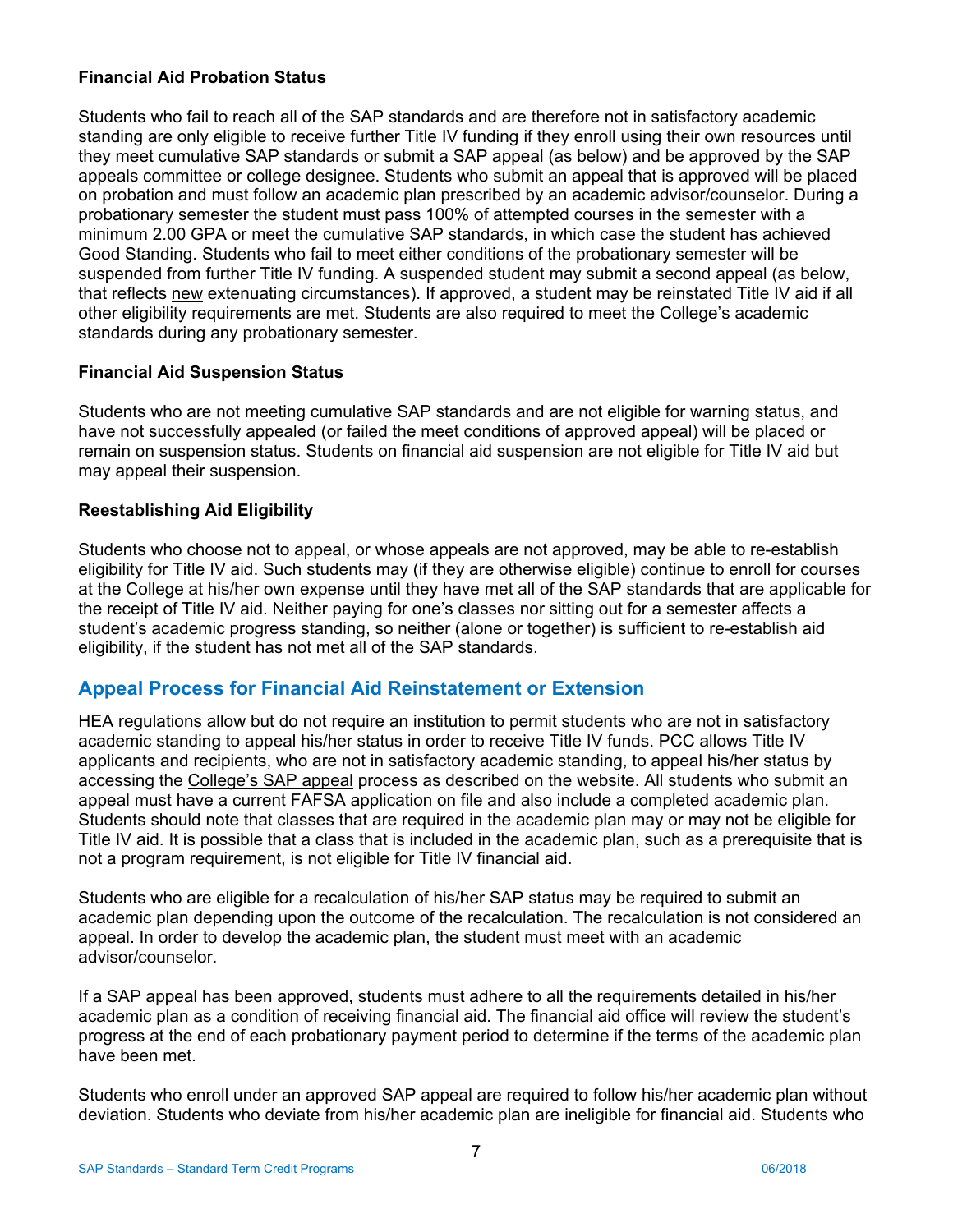**Financial Aid Probation Status**

Students who fail to reach all of the SAP standards and are therefore not in satisfactory academic standing are only eligible to receive further Title IV funding if they enroll using their own resources until they meet cumulative SAP standards or submit a SAP appeal (as below) and be approved by the SAP appeals committee or college designee. Students who submit an appeal that is approved will be placed on probation and must follow an academic plan prescribed by an academic advisor/counselor. During a probationary semester the student must pass 100% of attempted courses in the semester with a minimum 2.00 GPA or meet the cumulative SAP standards, in which case the student has achieved Good Standing. Students who fail to meet either conditions of the probationary semester will be suspended from further Title IV funding. A suspended student may submit a second appeal (as below, that reflects new extenuating circumstances). If approved, a student may be reinstated Title IV aid if all other eligibility requirements are met. Students are also required to meet the College's academic standards during any probationary semester.

**Financial Aid Suspension Status**

Students who are not meeting cumulative SAP standards and are not eligible for warning status, and have not successfully appealed (or failed the meet conditions of approved appeal) will be placed or remain on suspension status. Students on financial aid suspension are not eligible for Title IV aid but may appeal their suspension.

**Reestablishing Aid Eligibility**

Students who choose not to appeal, or whose appeals are not approved, may be able to re-establish eligibility for Title IV aid. Such students may (if they are otherwise eligible) continue to enroll for courses at the College at his/her own expense until they have met all of the SAP standards that are applicable for the receipt of Title IV aid. Neither paying for one's classes nor sitting out for a semester affects a student's academic progress standing, so neither (alone or together) is sufficient to re-establish aid eligibility, if the student has not met all of the SAP standards.

## Appeal Process for Financial Aid Reinstatement or Extension

HEA regulations allow but do not require an institution to permit students who are not in satisfactory academic standing to appeal his/her status in order to receive Title IV funds. PCC allows Title IV applicants and recipients, who are not in satisfactory academic standing, to appeal his/her status by accessing the College's SAP appeal process as described on the website. All students who submit an appeal must have a current FAFSA application on file and also include a completed academic plan. Students should note that classes that are required in the academic plan may or may not be eligible for Title IV aid. It is possible that a class that is included in the academic plan, such as a prerequisite that is not a program requirement, is not eligible for Title IV financial aid.

Students who are eligible for a recalculation of his/her SAP status may be required to submit an academic plan depending upon the outcome of the recalculation. The recalculation is not considered an appeal. In order to develop the academic plan, the student must meet with an academic advisor/counselor.

If a SAP appeal has been approved, students must adhere to all the requirements detailed in his/her academic plan as a condition of receiving financial aid. The financial aid office will review the student's progress at the end of each probationary payment period to determine if the terms of the academic plan have been met.

Students who enroll under an approved SAP appeal are required to follow his/her academic plan without deviation. Students who deviate from his/her academic plan are ineligible for financial aid. Students who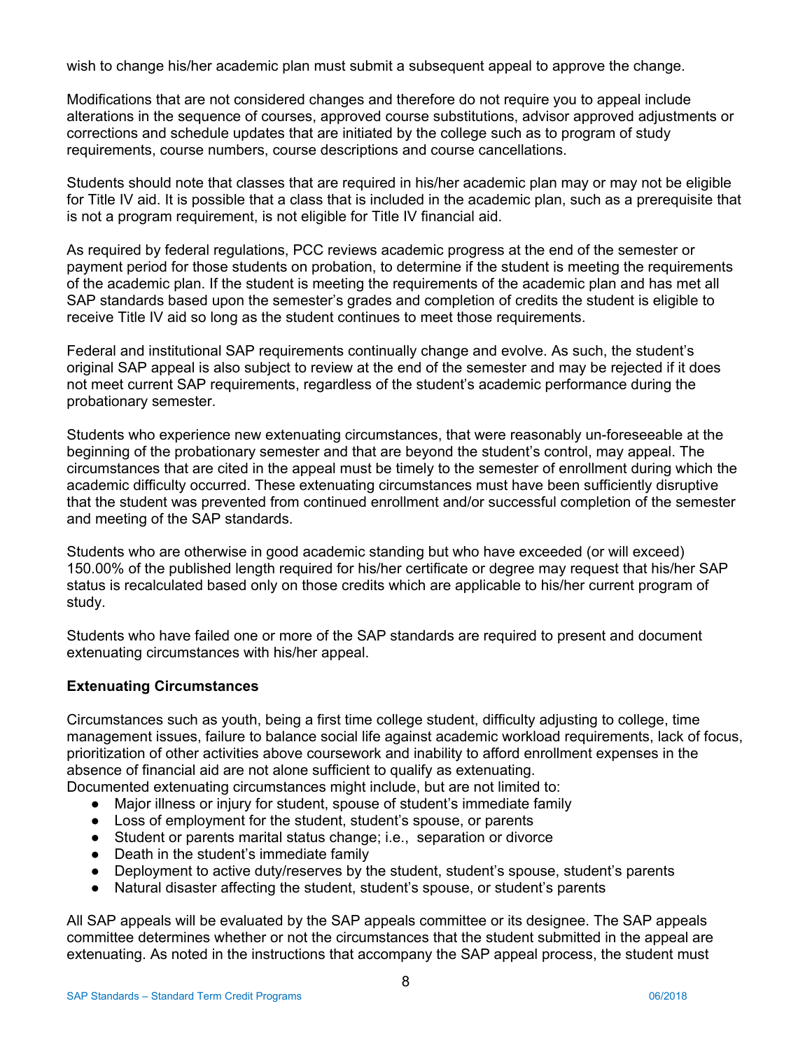wish to change his/her academic plan must submit a subsequent appeal to approve the change.

Modifications that are not considered changes and therefore do not require you to appeal include alterations in the sequence of courses, approved course substitutions, advisor approved adjustments or corrections and schedule updates that are initiated by the college such as to program of study requirements, course numbers, course descriptions and course cancellations.

Students should note that classes that are required in his/her academic plan may or may not be eligible for Title IV aid. It is possible that a class that is included in the academic plan, such as a prerequisite that is not a program requirement, is not eligible for Title IV financial aid.

As required by federal regulations, PCC reviews academic progress at the end of the semester or payment period for those students on probation, to determine if the student is meeting the requirements of the academic plan. If the student is meeting the requirements of the academic plan and has met all SAP standards based upon the semester's grades and completion of credits the student is eligible to receive Title IV aid so long as the student continues to meet those requirements.

Federal and institutional SAP requirements continually change and evolve. As such, the student's original SAP appeal is also subject to review at the end of the semester and may be rejected if it does not meet current SAP requirements, regardless of the student's academic performance during the probationary semester.

Students who experience new extenuating circumstances, that were reasonably un-foreseeable at the beginning of the probationary semester and that are beyond the student's control, may appeal. The circumstances that are cited in the appeal must be timely to the semester of enrollment during which the academic difficulty occurred. These extenuating circumstances must have been sufficiently disruptive that the student was prevented from continued enrollment and/or successful completion of the semester and meeting of the SAP standards.

Students who are otherwise in good academic standing but who have exceeded (or will exceed) 150.00% of the published length required for his/her certificate or degree may request that his/her SAP status is recalculated based only on those credits which are applicable to his/her current program of study.

Students who have failed one or more of the SAP standards are required to present and document extenuating circumstances with his/her appeal.

**Extenuating Circumstances**

Circumstances such as youth, being a first time college student, difficulty adjusting to college, time management issues, failure to balance social life against academic workload requirements, lack of focus, prioritization of other activities above coursework and inability to afford enrollment expenses in the absence of financial aid are not alone sufficient to qualify as extenuating.
Documented extenuating circumstances might include, but are not limited to:

- Major illness or injury for student, spouse of student's immediate family
- Loss of employment for the student, student's spouse, or parents
- Student or parents marital status change; i.e., separation or divorce
- Death in the student's immediate family
- Deployment to active duty/reserves by the student, student's spouse, student's parents
- Natural disaster affecting the student, student's spouse, or student's parents

All SAP appeals will be evaluated by the SAP appeals committee or its designee. The SAP appeals committee determines whether or not the circumstances that the student submitted in the appeal are extenuating. As noted in the instructions that accompany the SAP appeal process, the student must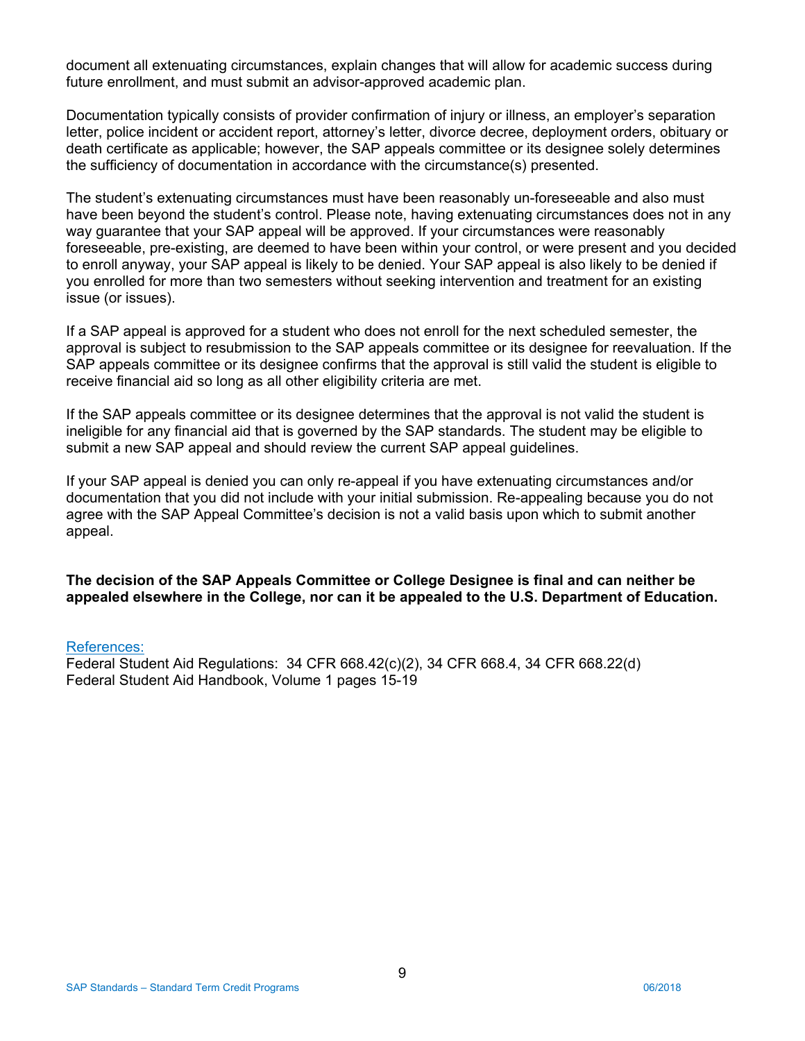document all extenuating circumstances, explain changes that will allow for academic success during future enrollment, and must submit an advisor-approved academic plan.

Documentation typically consists of provider confirmation of injury or illness, an employer's separation letter, police incident or accident report, attorney's letter, divorce decree, deployment orders, obituary or death certificate as applicable; however, the SAP appeals committee or its designee solely determines the sufficiency of documentation in accordance with the circumstance(s) presented.

The student's extenuating circumstances must have been reasonably un-foreseeable and also must have been beyond the student's control. Please note, having extenuating circumstances does not in any way guarantee that your SAP appeal will be approved. If your circumstances were reasonably foreseeable, pre-existing, are deemed to have been within your control, or were present and you decided to enroll anyway, your SAP appeal is likely to be denied. Your SAP appeal is also likely to be denied if you enrolled for more than two semesters without seeking intervention and treatment for an existing issue (or issues).

If a SAP appeal is approved for a student who does not enroll for the next scheduled semester, the approval is subject to resubmission to the SAP appeals committee or its designee for reevaluation. If the SAP appeals committee or its designee confirms that the approval is still valid the student is eligible to receive financial aid so long as all other eligibility criteria are met.

If the SAP appeals committee or its designee determines that the approval is not valid the student is ineligible for any financial aid that is governed by the SAP standards. The student may be eligible to submit a new SAP appeal and should review the current SAP appeal guidelines.

If your SAP appeal is denied you can only re-appeal if you have extenuating circumstances and/or documentation that you did not include with your initial submission. Re-appealing because you do not agree with the SAP Appeal Committee's decision is not a valid basis upon which to submit another appeal.

**The decision of the SAP Appeals Committee or College Designee is final and can neither be appealed elsewhere in the College, nor can it be appealed to the U.S. Department of Education.**

References:
Federal Student Aid Regulations: 34 CFR 668.42(c)(2), 34 CFR 668.4, 34 CFR 668.22(d)
Federal Student Aid Handbook, Volume 1 pages 15-19